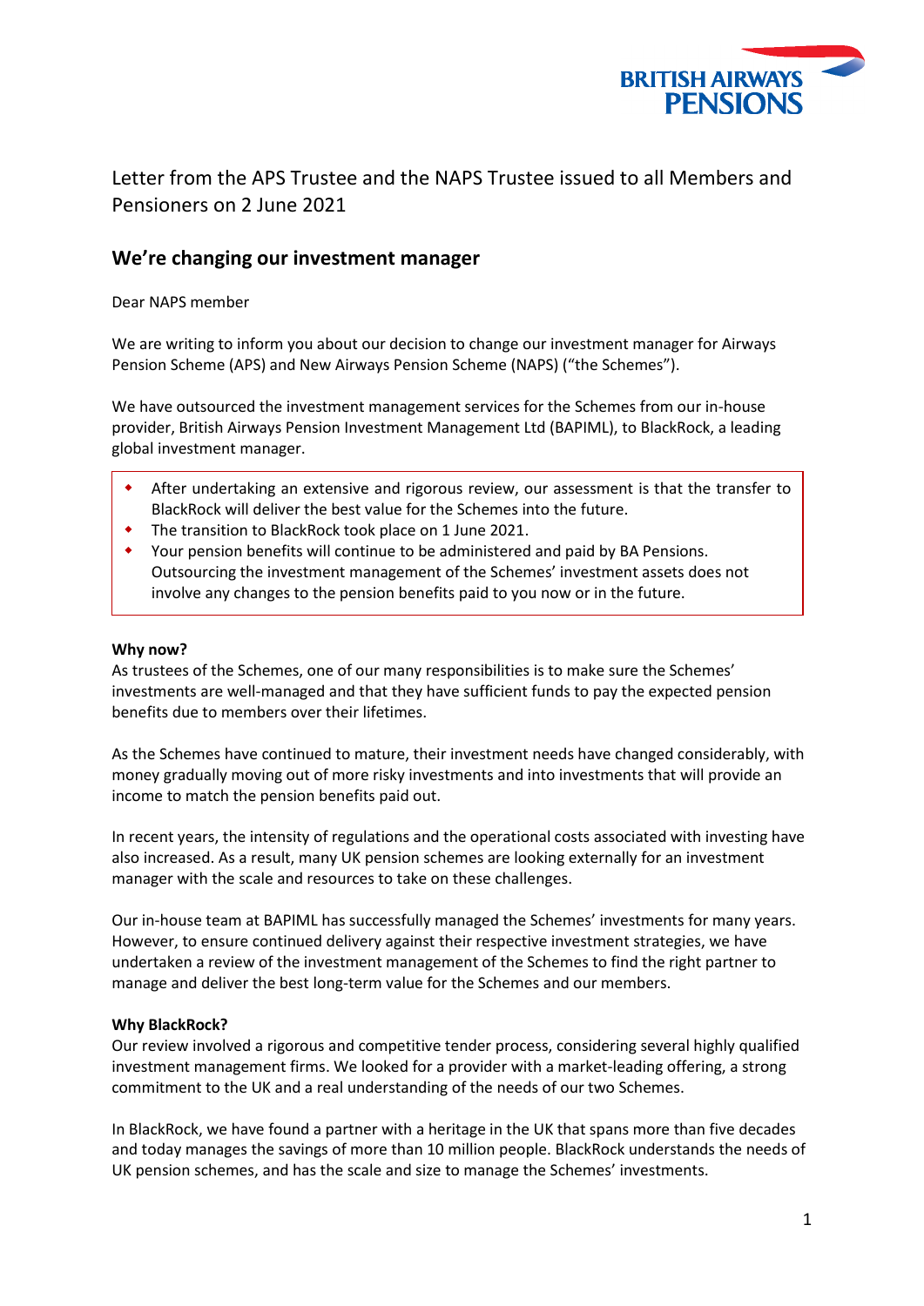Letter from the APS Trustee and the NAPS Trustee issued to all Members and Pensioners on 2 June 2021

## We're changing our investment manager

Dear NAPS member

We are writing to inform you about our decision to change our investment manager for Airways Pension Scheme (APS) and New Airways Pension Scheme (NAPS) ("the Schemes").

We have outsourced the investment management services for the Schemes from our in-house provider, British Airways Pension Investment Management Ltd (BAPIML), to BlackRock, a leading global investment manager.

- After undertaking an extensive and rigorous review, our assessment is that the transfer to BlackRock will deliver the best value for the Schemes into the future.
- The transition to BlackRock took place on 1 June 2021.
- Your pension benefits will continue to be administered and paid by BA Pensions. Outsourcing the investment management of the Schemes' investment assets does not involve any changes to the pension benefits paid to you now or in the future.

**Why now?**
As trustees of the Schemes, one of our many responsibilities is to make sure the Schemes' investments are well-managed and that they have sufficient funds to pay the expected pension benefits due to members over their lifetimes.

As the Schemes have continued to mature, their investment needs have changed considerably, with money gradually moving out of more risky investments and into investments that will provide an income to match the pension benefits paid out.

In recent years, the intensity of regulations and the operational costs associated with investing have also increased. As a result, many UK pension schemes are looking externally for an investment manager with the scale and resources to take on these challenges.

Our in-house team at BAPIML has successfully managed the Schemes' investments for many years. However, to ensure continued delivery against their respective investment strategies, we have undertaken a review of the investment management of the Schemes to find the right partner to manage and deliver the best long-term value for the Schemes and our members.

**Why BlackRock?**
Our review involved a rigorous and competitive tender process, considering several highly qualified investment management firms. We looked for a provider with a market-leading offering, a strong commitment to the UK and a real understanding of the needs of our two Schemes.

In BlackRock, we have found a partner with a heritage in the UK that spans more than five decades and today manages the savings of more than 10 million people. BlackRock understands the needs of UK pension schemes, and has the scale and size to manage the Schemes' investments.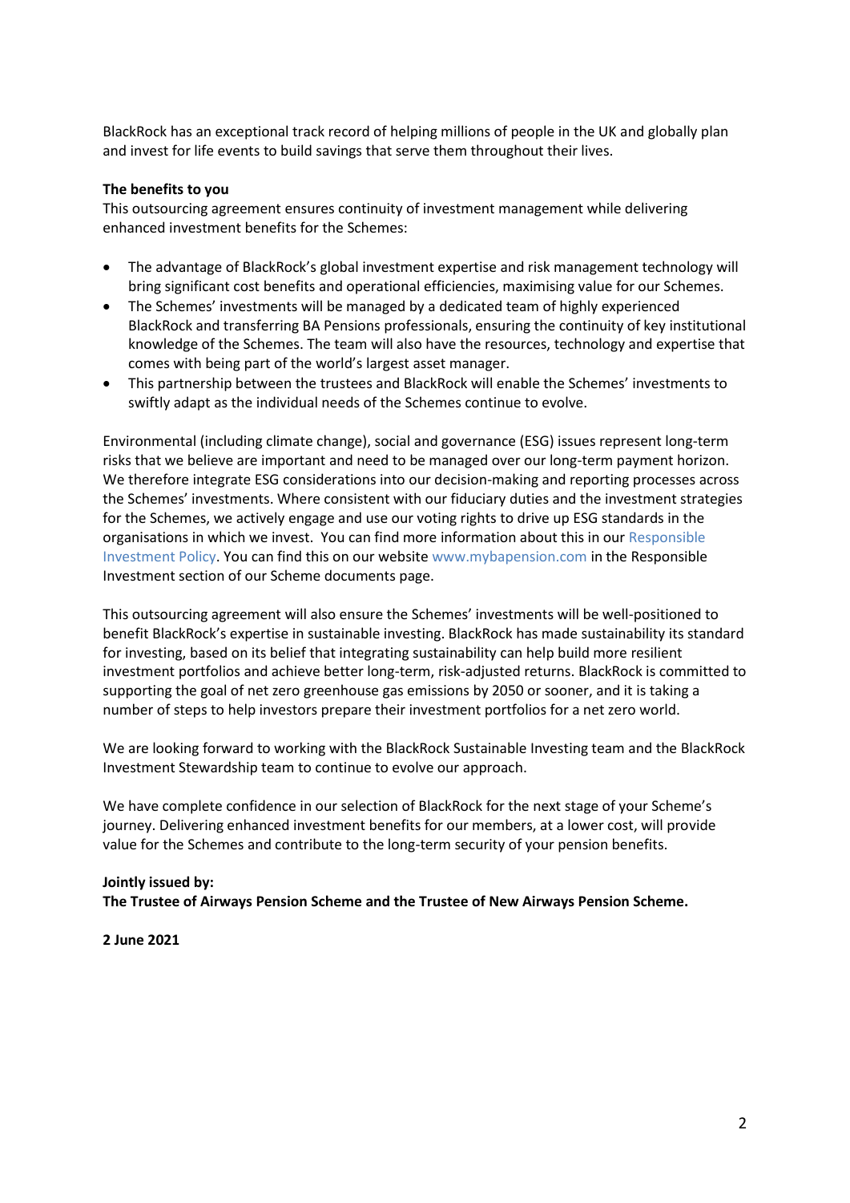BlackRock has an exceptional track record of helping millions of people in the UK and globally plan and invest for life events to build savings that serve them throughout their lives.

**The benefits to you**

This outsourcing agreement ensures continuity of investment management while delivering enhanced investment benefits for the Schemes:

- The advantage of BlackRock's global investment expertise and risk management technology will bring significant cost benefits and operational efficiencies, maximising value for our Schemes.
- The Schemes' investments will be managed by a dedicated team of highly experienced BlackRock and transferring BA Pensions professionals, ensuring the continuity of key institutional knowledge of the Schemes. The team will also have the resources, technology and expertise that comes with being part of the world's largest asset manager.
- This partnership between the trustees and BlackRock will enable the Schemes' investments to swiftly adapt as the individual needs of the Schemes continue to evolve.

Environmental (including climate change), social and governance (ESG) issues represent long-term risks that we believe are important and need to be managed over our long-term payment horizon. We therefore integrate ESG considerations into our decision-making and reporting processes across the Schemes' investments. Where consistent with our fiduciary duties and the investment strategies for the Schemes, we actively engage and use our voting rights to drive up ESG standards in the organisations in which we invest. You can find more information about this in our Responsible Investment Policy. You can find this on our website www.mybapension.com in the Responsible Investment section of our Scheme documents page.

This outsourcing agreement will also ensure the Schemes' investments will be well-positioned to benefit BlackRock's expertise in sustainable investing. BlackRock has made sustainability its standard for investing, based on its belief that integrating sustainability can help build more resilient investment portfolios and achieve better long-term, risk-adjusted returns. BlackRock is committed to supporting the goal of net zero greenhouse gas emissions by 2050 or sooner, and it is taking a number of steps to help investors prepare their investment portfolios for a net zero world.

We are looking forward to working with the BlackRock Sustainable Investing team and the BlackRock Investment Stewardship team to continue to evolve our approach.

We have complete confidence in our selection of BlackRock for the next stage of your Scheme's journey. Delivering enhanced investment benefits for our members, at a lower cost, will provide value for the Schemes and contribute to the long-term security of your pension benefits.

**Jointly issued by:**
**The Trustee of Airways Pension Scheme and the Trustee of New Airways Pension Scheme.**

**2 June 2021**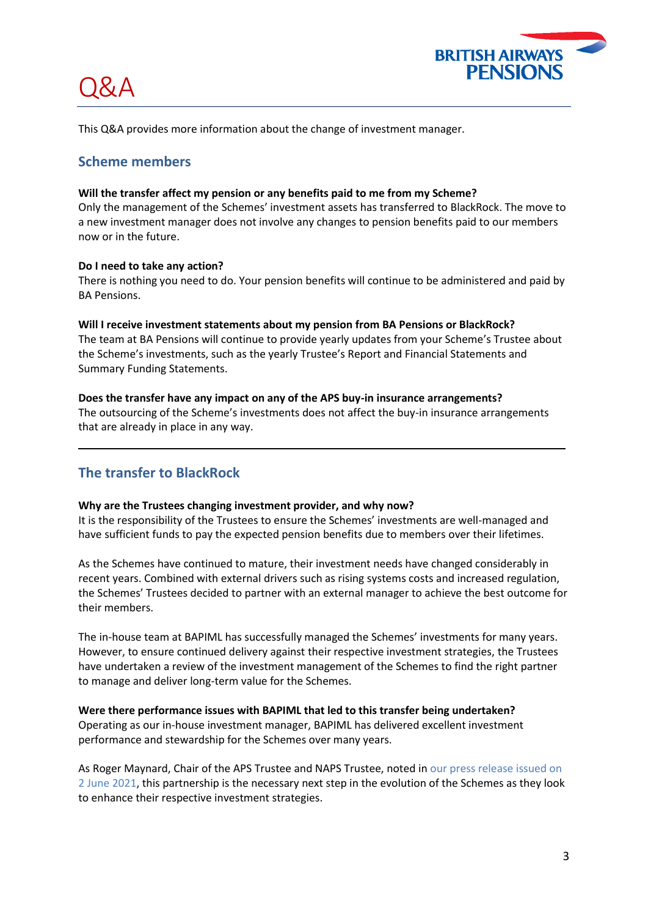# Q&A

This Q&A provides more information about the change of investment manager.

## Scheme members

**Will the transfer affect my pension or any benefits paid to me from my Scheme?**
Only the management of the Schemes' investment assets has transferred to BlackRock. The move to a new investment manager does not involve any changes to pension benefits paid to our members now or in the future.

**Do I need to take any action?**
There is nothing you need to do. Your pension benefits will continue to be administered and paid by BA Pensions.

**Will I receive investment statements about my pension from BA Pensions or BlackRock?**
The team at BA Pensions will continue to provide yearly updates from your Scheme's Trustee about the Scheme's investments, such as the yearly Trustee's Report and Financial Statements and Summary Funding Statements.

**Does the transfer have any impact on any of the APS buy-in insurance arrangements?**
The outsourcing of the Scheme's investments does not affect the buy-in insurance arrangements that are already in place in any way.

---

## The transfer to BlackRock

**Why are the Trustees changing investment provider, and why now?**
It is the responsibility of the Trustees to ensure the Schemes' investments are well-managed and have sufficient funds to pay the expected pension benefits due to members over their lifetimes.

As the Schemes have continued to mature, their investment needs have changed considerably in recent years. Combined with external drivers such as rising systems costs and increased regulation, the Schemes' Trustees decided to partner with an external manager to achieve the best outcome for their members.

The in-house team at BAPIML has successfully managed the Schemes' investments for many years. However, to ensure continued delivery against their respective investment strategies, the Trustees have undertaken a review of the investment management of the Schemes to find the right partner to manage and deliver long-term value for the Schemes.

**Were there performance issues with BAPIML that led to this transfer being undertaken?**
Operating as our in-house investment manager, BAPIML has delivered excellent investment performance and stewardship for the Schemes over many years.

As Roger Maynard, Chair of the APS Trustee and NAPS Trustee, noted in our press release issued on 2 June 2021, this partnership is the necessary next step in the evolution of the Schemes as they look to enhance their respective investment strategies.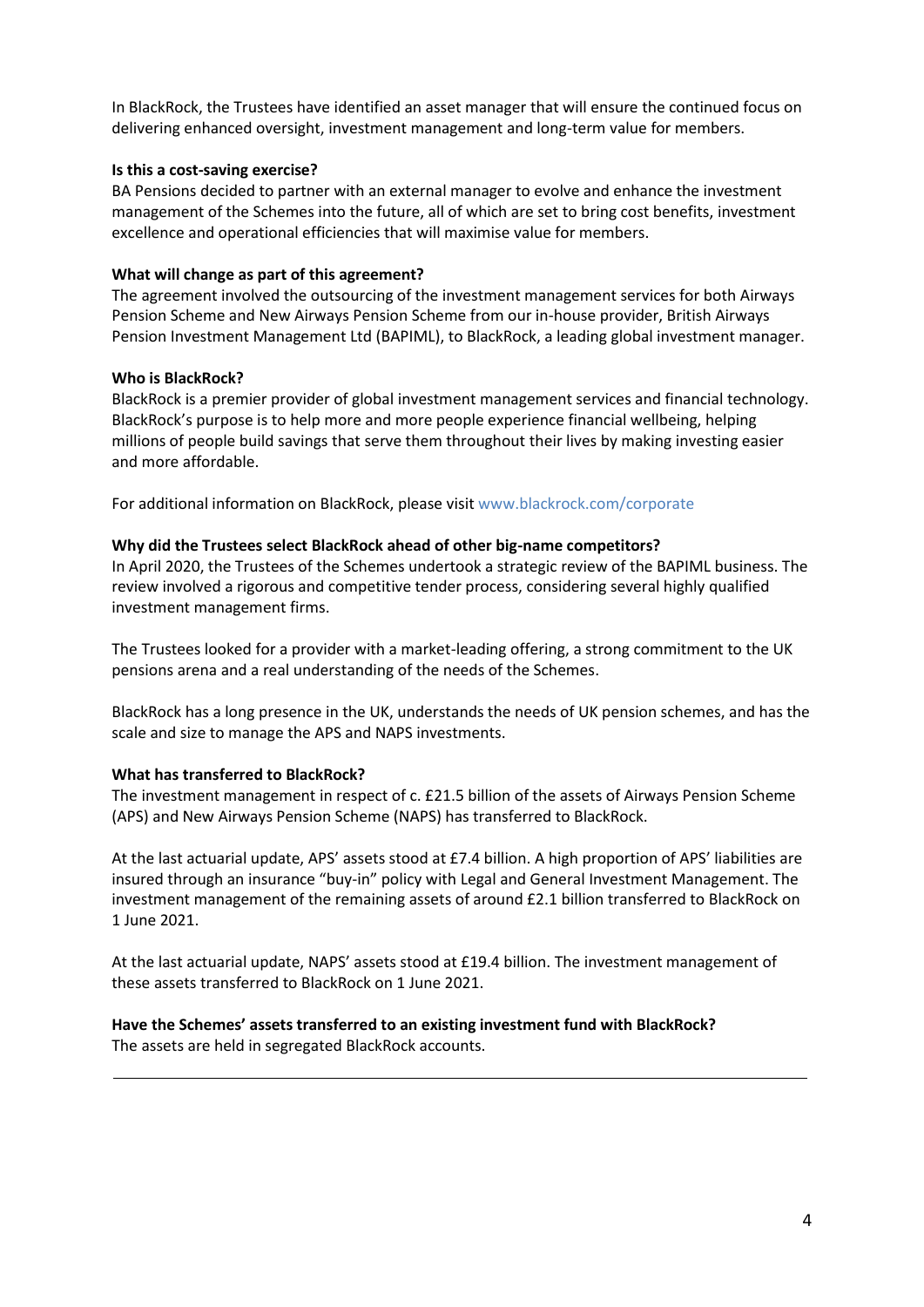In BlackRock, the Trustees have identified an asset manager that will ensure the continued focus on delivering enhanced oversight, investment management and long-term value for members.

**Is this a cost-saving exercise?**
BA Pensions decided to partner with an external manager to evolve and enhance the investment management of the Schemes into the future, all of which are set to bring cost benefits, investment excellence and operational efficiencies that will maximise value for members.

**What will change as part of this agreement?**
The agreement involved the outsourcing of the investment management services for both Airways Pension Scheme and New Airways Pension Scheme from our in-house provider, British Airways Pension Investment Management Ltd (BAPIML), to BlackRock, a leading global investment manager.

**Who is BlackRock?**
BlackRock is a premier provider of global investment management services and financial technology. BlackRock's purpose is to help more and more people experience financial wellbeing, helping millions of people build savings that serve them throughout their lives by making investing easier and more affordable.

For additional information on BlackRock, please visit www.blackrock.com/corporate

**Why did the Trustees select BlackRock ahead of other big-name competitors?**
In April 2020, the Trustees of the Schemes undertook a strategic review of the BAPIML business. The review involved a rigorous and competitive tender process, considering several highly qualified investment management firms.

The Trustees looked for a provider with a market-leading offering, a strong commitment to the UK pensions arena and a real understanding of the needs of the Schemes.

BlackRock has a long presence in the UK, understands the needs of UK pension schemes, and has the scale and size to manage the APS and NAPS investments.

**What has transferred to BlackRock?**
The investment management in respect of c. £21.5 billion of the assets of Airways Pension Scheme (APS) and New Airways Pension Scheme (NAPS) has transferred to BlackRock.

At the last actuarial update, APS' assets stood at £7.4 billion. A high proportion of APS' liabilities are insured through an insurance "buy-in" policy with Legal and General Investment Management. The investment management of the remaining assets of around £2.1 billion transferred to BlackRock on 1 June 2021.

At the last actuarial update, NAPS' assets stood at £19.4 billion. The investment management of these assets transferred to BlackRock on 1 June 2021.

**Have the Schemes' assets transferred to an existing investment fund with BlackRock?**
The assets are held in segregated BlackRock accounts.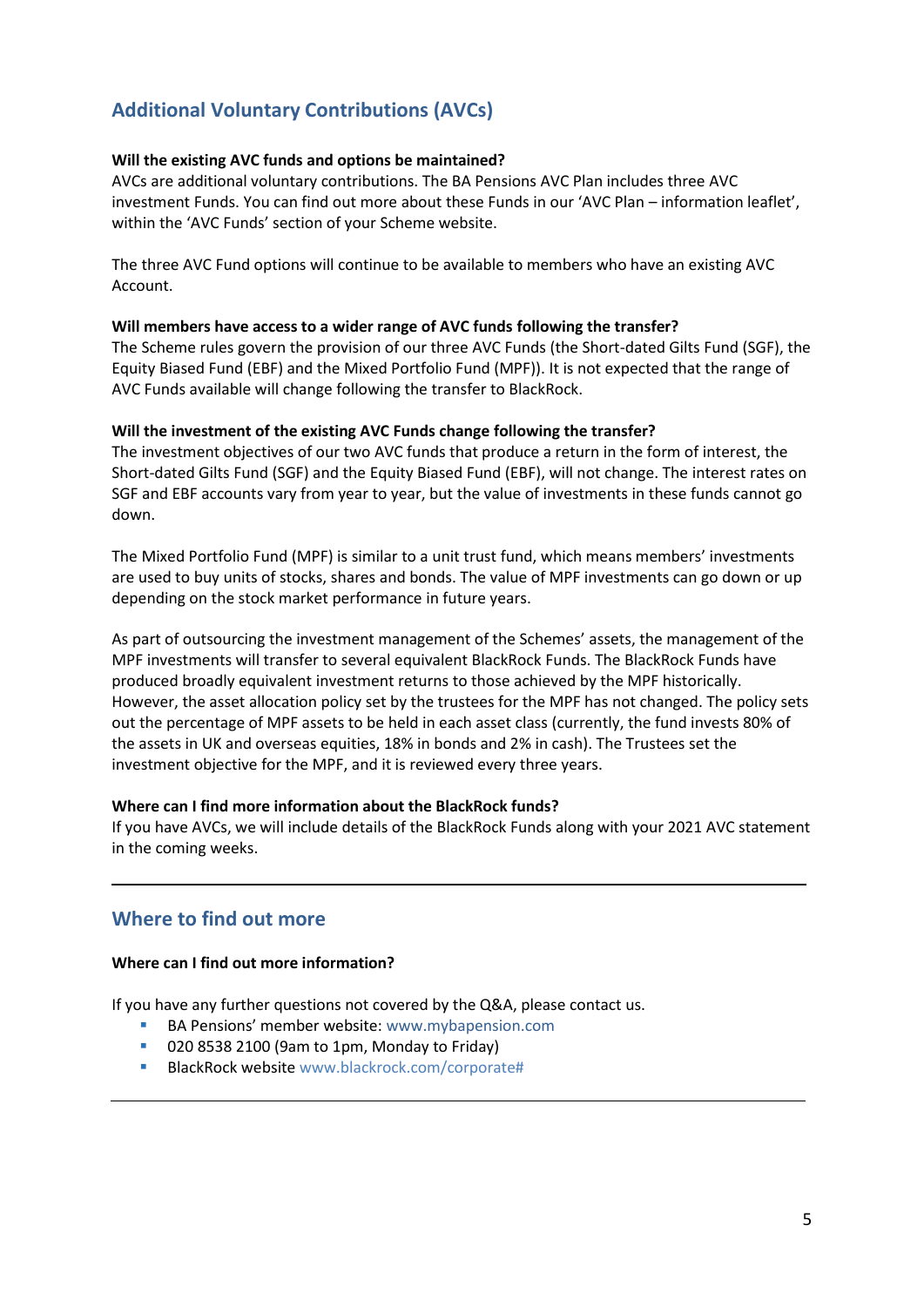## Additional Voluntary Contributions (AVCs)

**Will the existing AVC funds and options be maintained?**

AVCs are additional voluntary contributions. The BA Pensions AVC Plan includes three AVC investment Funds. You can find out more about these Funds in our 'AVC Plan – information leaflet', within the 'AVC Funds' section of your Scheme website.

The three AVC Fund options will continue to be available to members who have an existing AVC Account.

**Will members have access to a wider range of AVC funds following the transfer?**

The Scheme rules govern the provision of our three AVC Funds (the Short-dated Gilts Fund (SGF), the Equity Biased Fund (EBF) and the Mixed Portfolio Fund (MPF)). It is not expected that the range of AVC Funds available will change following the transfer to BlackRock.

**Will the investment of the existing AVC Funds change following the transfer?**

The investment objectives of our two AVC funds that produce a return in the form of interest, the Short-dated Gilts Fund (SGF) and the Equity Biased Fund (EBF), will not change. The interest rates on SGF and EBF accounts vary from year to year, but the value of investments in these funds cannot go down.

The Mixed Portfolio Fund (MPF) is similar to a unit trust fund, which means members' investments are used to buy units of stocks, shares and bonds. The value of MPF investments can go down or up depending on the stock market performance in future years.

As part of outsourcing the investment management of the Schemes' assets, the management of the MPF investments will transfer to several equivalent BlackRock Funds. The BlackRock Funds have produced broadly equivalent investment returns to those achieved by the MPF historically. However, the asset allocation policy set by the trustees for the MPF has not changed. The policy sets out the percentage of MPF assets to be held in each asset class (currently, the fund invests 80% of the assets in UK and overseas equities, 18% in bonds and 2% in cash). The Trustees set the investment objective for the MPF, and it is reviewed every three years.

**Where can I find more information about the BlackRock funds?**

If you have AVCs, we will include details of the BlackRock Funds along with your 2021 AVC statement in the coming weeks.

---

## Where to find out more

**Where can I find out more information?**

If you have any further questions not covered by the Q&A, please contact us.

- BA Pensions' member website: www.mybapension.com
- 020 8538 2100 (9am to 1pm, Monday to Friday)
- BlackRock website www.blackrock.com/corporate#

---